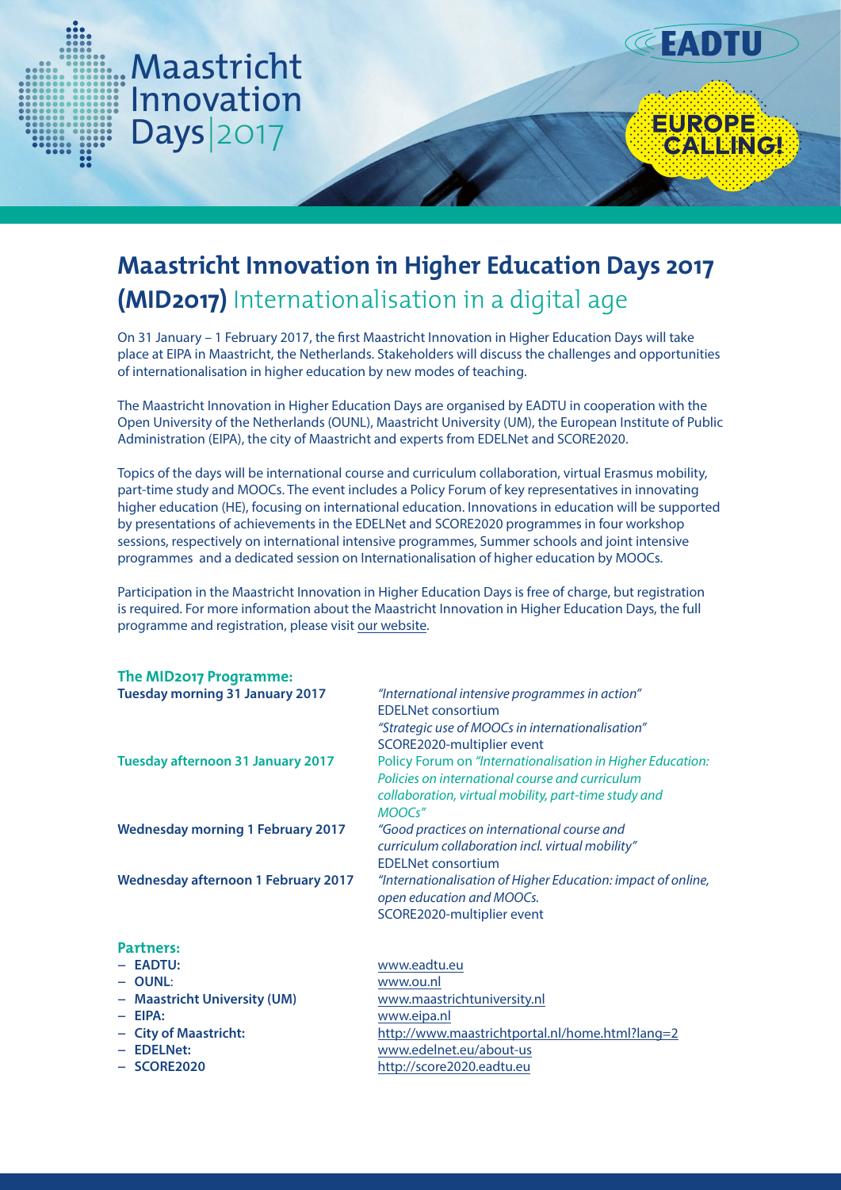Maastricht Innovation Days | 2017

EADTU

EUROPE CALLING!

# Maastricht Innovation in Higher Education Days 2017 (MID2017) Internationalisation in a digital age

On 31 January – 1 February 2017, the first Maastricht Innovation in Higher Education Days will take place at EIPA in Maastricht, the Netherlands. Stakeholders will discuss the challenges and opportunities of internationalisation in higher education by new modes of teaching.

The Maastricht Innovation in Higher Education Days are organised by EADTU in cooperation with the Open University of the Netherlands (OUNL), Maastricht University (UM), the European Institute of Public Administration (EIPA), the city of Maastricht and experts from EDELNet and SCORE2020.

Topics of the days will be international course and curriculum collaboration, virtual Erasmus mobility, part-time study and MOOCs. The event includes a Policy Forum of key representatives in innovating higher education (HE), focusing on international education. Innovations in education will be supported by presentations of achievements in the EDELNet and SCORE2020 programmes in four workshop sessions, respectively on international intensive programmes, Summer schools and joint intensive programmes and a dedicated session on Internationalisation of higher education by MOOCs.

Participation in the Maastricht Innovation in Higher Education Days is free of charge, but registration is required. For more information about the Maastricht Innovation in Higher Education Days, the full programme and registration, please visit our website.

## The MID2017 Programme:

| | |
|---|---|
| **Tuesday morning 31 January 2017** | *"International intensive programmes in action"* EDELNet consortium *"Strategic use of MOOCs in internationalisation"* SCORE2020-multiplier event |
| **Tuesday afternoon 31 January 2017** | Policy Forum on *"Internationalisation in Higher Education: Policies on international course and curriculum collaboration, virtual mobility, part-time study and MOOCs"* |
| **Wednesday morning 1 February 2017** | *"Good practices on international course and curriculum collaboration incl. virtual mobility"* EDELNet consortium |
| **Wednesday afternoon 1 February 2017** | *"Internationalisation of Higher Education: impact of online, open education and MOOCs.* SCORE2020-multiplier event |

## Partners:

- **EADTU:** www.eadtu.eu
- **OUNL**: www.ou.nl
- **Maastricht University (UM)** www.maastrichtuniversity.nl
- **EIPA:** www.eipa.nl
- **City of Maastricht:** http://www.maastrichtportal.nl/home.html?lang=2
- **EDELNet:** www.edelnet.eu/about-us
- **SCORE2020** http://score2020.eadtu.eu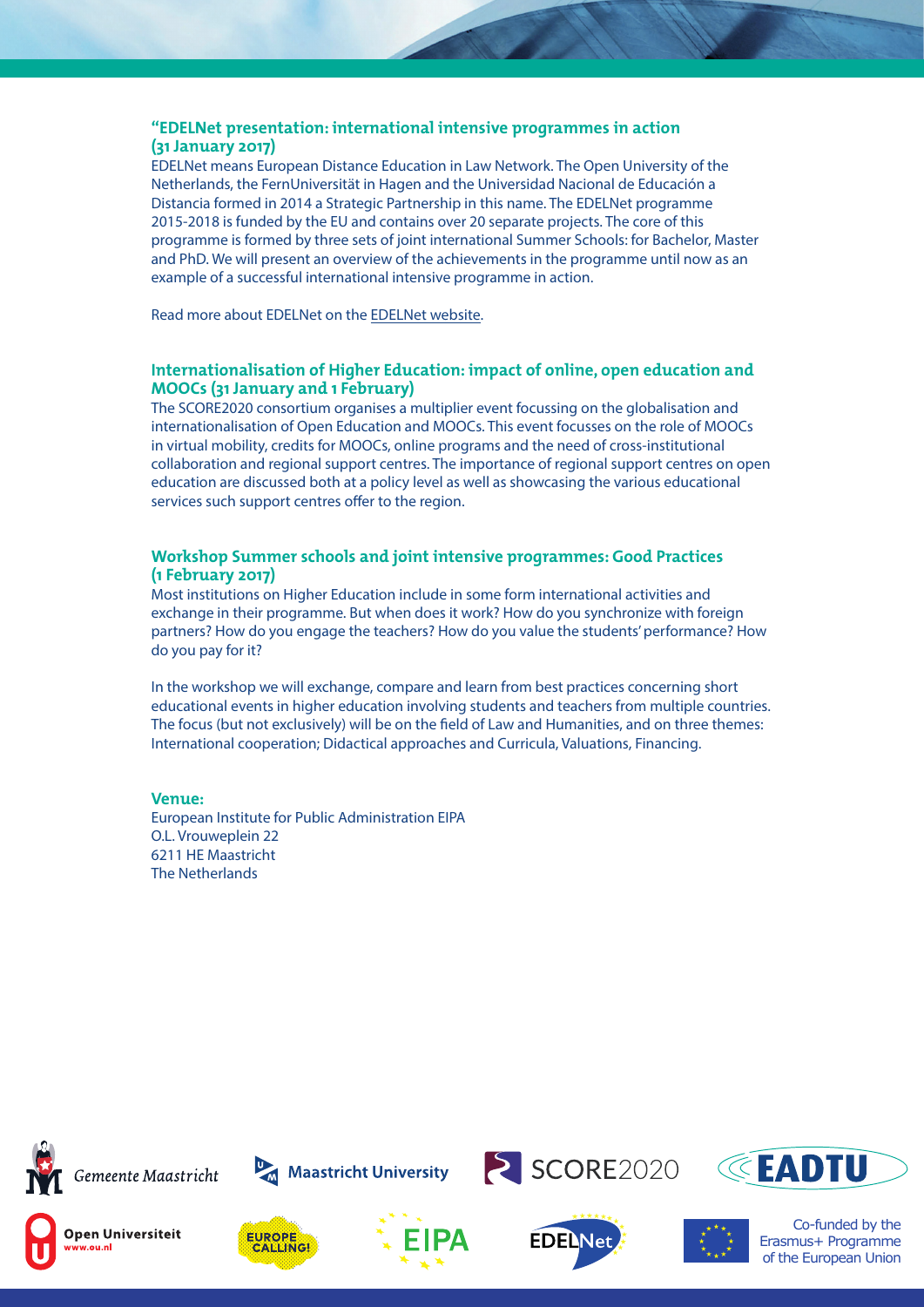### "EDELNet presentation: international intensive programmes in action (31 January 2017)

EDELNet means European Distance Education in Law Network. The Open University of the Netherlands, the FernUniversität in Hagen and the Universidad Nacional de Educación a Distancia formed in 2014 a Strategic Partnership in this name. The EDELNet programme 2015-2018 is funded by the EU and contains over 20 separate projects. The core of this programme is formed by three sets of joint international Summer Schools: for Bachelor, Master and PhD. We will present an overview of the achievements in the programme until now as an example of a successful international intensive programme in action.

Read more about EDELNet on the EDELNet website.

### Internationalisation of Higher Education: impact of online, open education and MOOCs (31 January and 1 February)

The SCORE2020 consortium organises a multiplier event focussing on the globalisation and internationalisation of Open Education and MOOCs. This event focusses on the role of MOOCs in virtual mobility, credits for MOOCs, online programs and the need of cross-institutional collaboration and regional support centres. The importance of regional support centres on open education are discussed both at a policy level as well as showcasing the various educational services such support centres offer to the region.

### Workshop Summer schools and joint intensive programmes: Good Practices (1 February 2017)

Most institutions on Higher Education include in some form international activities and exchange in their programme. But when does it work? How do you synchronize with foreign partners? How do you engage the teachers? How do you value the students' performance? How do you pay for it?

In the workshop we will exchange, compare and learn from best practices concerning short educational events in higher education involving students and teachers from multiple countries. The focus (but not exclusively) will be on the field of Law and Humanities, and on three themes: International cooperation; Didactical approaches and Curricula, Valuations, Financing.

### Venue:

European Institute for Public Administration EIPA
O.L. Vrouweplein 22
6211 HE Maastricht
The Netherlands

Gemeente Maastricht
Maastricht University
SCORE2020
EADTU
Open Universiteit
www.ou.nl
EUROPE CALLING!
EIPA
EDELNet
Co-funded by the Erasmus+ Programme of the European Union